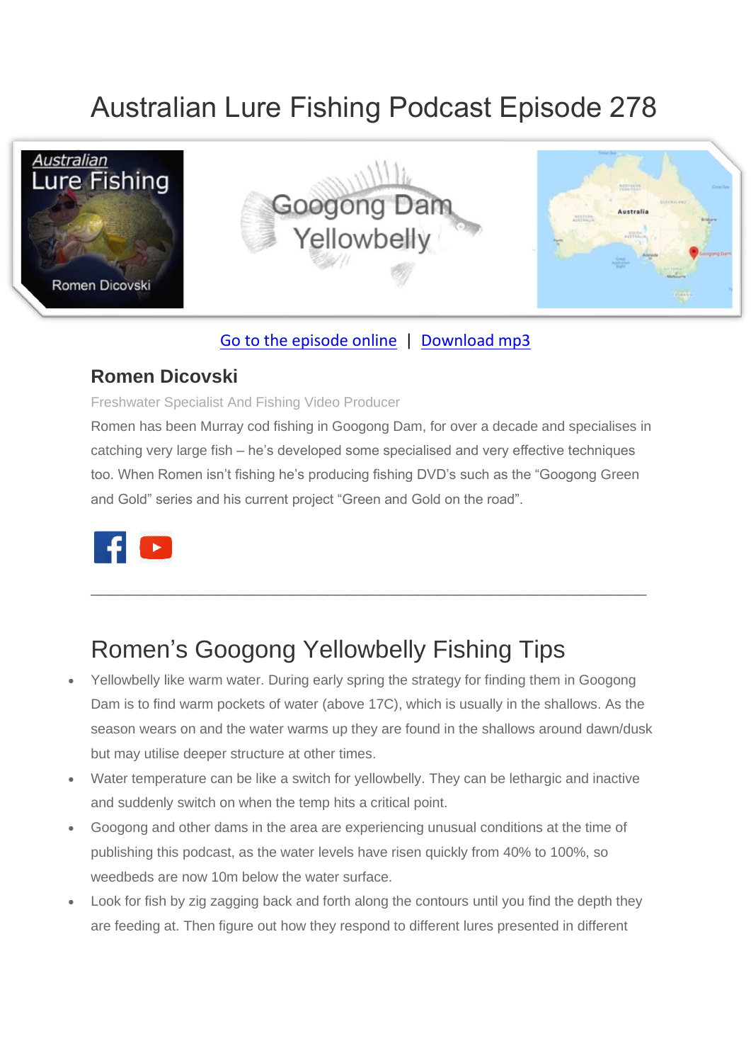# Australian Lure Fishing Podcast Episode 278

Go to the episode online | Download mp3

### Romen Dicovski

Freshwater Specialist And Fishing Video Producer

Romen has been Murray cod fishing in Googong Dam, for over a decade and specialises in catching very large fish – he's developed some specialised and very effective techniques too. When Romen isn't fishing he's producing fishing DVD's such as the "Googong Green and Gold" series and his current project "Green and Gold on the road".

---

## Romen's Googong Yellowbelly Fishing Tips

- Yellowbelly like warm water. During early spring the strategy for finding them in Googong Dam is to find warm pockets of water (above 17C), which is usually in the shallows. As the season wears on and the water warms up they are found in the shallows around dawn/dusk but may utilise deeper structure at other times.
- Water temperature can be like a switch for yellowbelly. They can be lethargic and inactive and suddenly switch on when the temp hits a critical point.
- Googong and other dams in the area are experiencing unusual conditions at the time of publishing this podcast, as the water levels have risen quickly from 40% to 100%, so weedbeds are now 10m below the water surface.
- Look for fish by zig zagging back and forth along the contours until you find the depth they are feeding at. Then figure out how they respond to different lures presented in different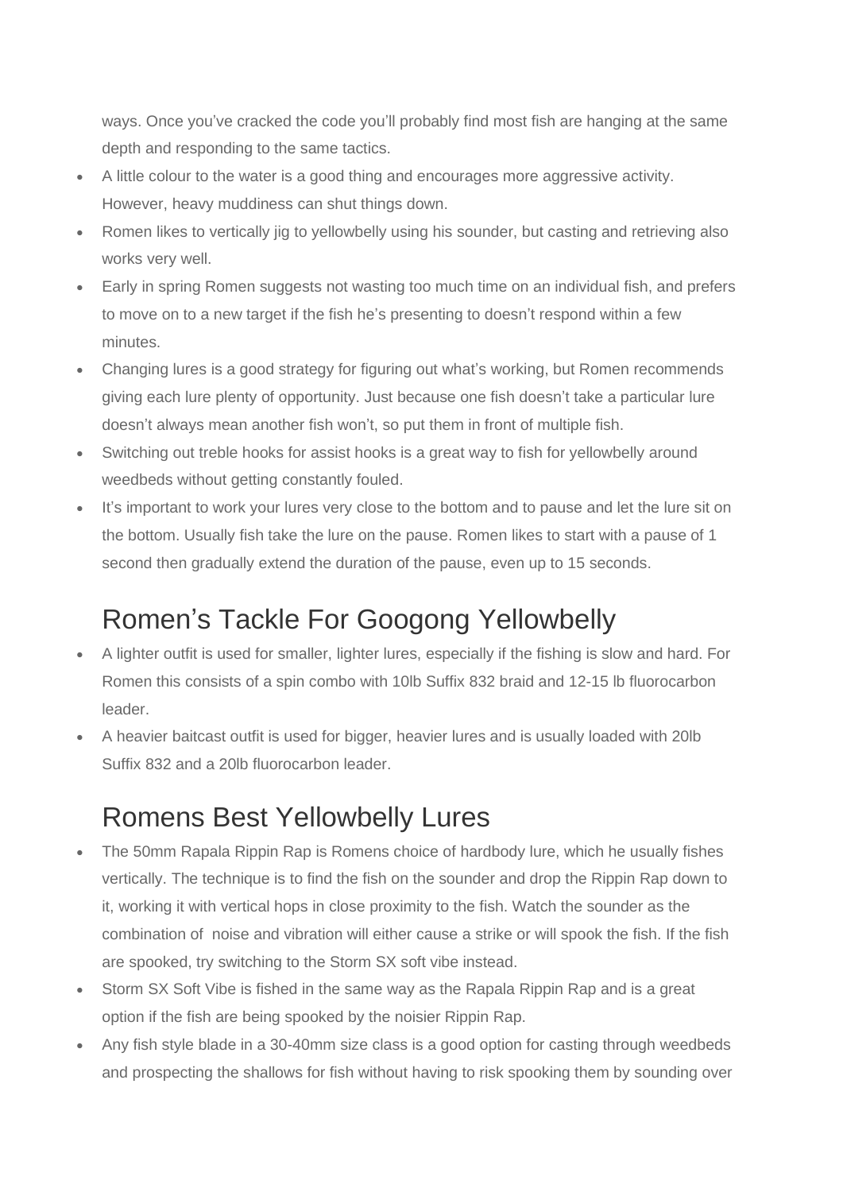ways. Once you've cracked the code you'll probably find most fish are hanging at the same depth and responding to the same tactics.

- A little colour to the water is a good thing and encourages more aggressive activity. However, heavy muddiness can shut things down.
- Romen likes to vertically jig to yellowbelly using his sounder, but casting and retrieving also works very well.
- Early in spring Romen suggests not wasting too much time on an individual fish, and prefers to move on to a new target if the fish he's presenting to doesn't respond within a few minutes.
- Changing lures is a good strategy for figuring out what's working, but Romen recommends giving each lure plenty of opportunity. Just because one fish doesn't take a particular lure doesn't always mean another fish won't, so put them in front of multiple fish.
- Switching out treble hooks for assist hooks is a great way to fish for yellowbelly around weedbeds without getting constantly fouled.
- It's important to work your lures very close to the bottom and to pause and let the lure sit on the bottom. Usually fish take the lure on the pause. Romen likes to start with a pause of 1 second then gradually extend the duration of the pause, even up to 15 seconds.

## Romen's Tackle For Googong Yellowbelly

- A lighter outfit is used for smaller, lighter lures, especially if the fishing is slow and hard. For Romen this consists of a spin combo with 10lb Suffix 832 braid and 12-15 lb fluorocarbon leader.
- A heavier baitcast outfit is used for bigger, heavier lures and is usually loaded with 20lb Suffix 832 and a 20lb fluorocarbon leader.

## Romens Best Yellowbelly Lures

- The 50mm Rapala Rippin Rap is Romens choice of hardbody lure, which he usually fishes vertically. The technique is to find the fish on the sounder and drop the Rippin Rap down to it, working it with vertical hops in close proximity to the fish. Watch the sounder as the combination of noise and vibration will either cause a strike or will spook the fish. If the fish are spooked, try switching to the Storm SX soft vibe instead.
- Storm SX Soft Vibe is fished in the same way as the Rapala Rippin Rap and is a great option if the fish are being spooked by the noisier Rippin Rap.
- Any fish style blade in a 30-40mm size class is a good option for casting through weedbeds and prospecting the shallows for fish without having to risk spooking them by sounding over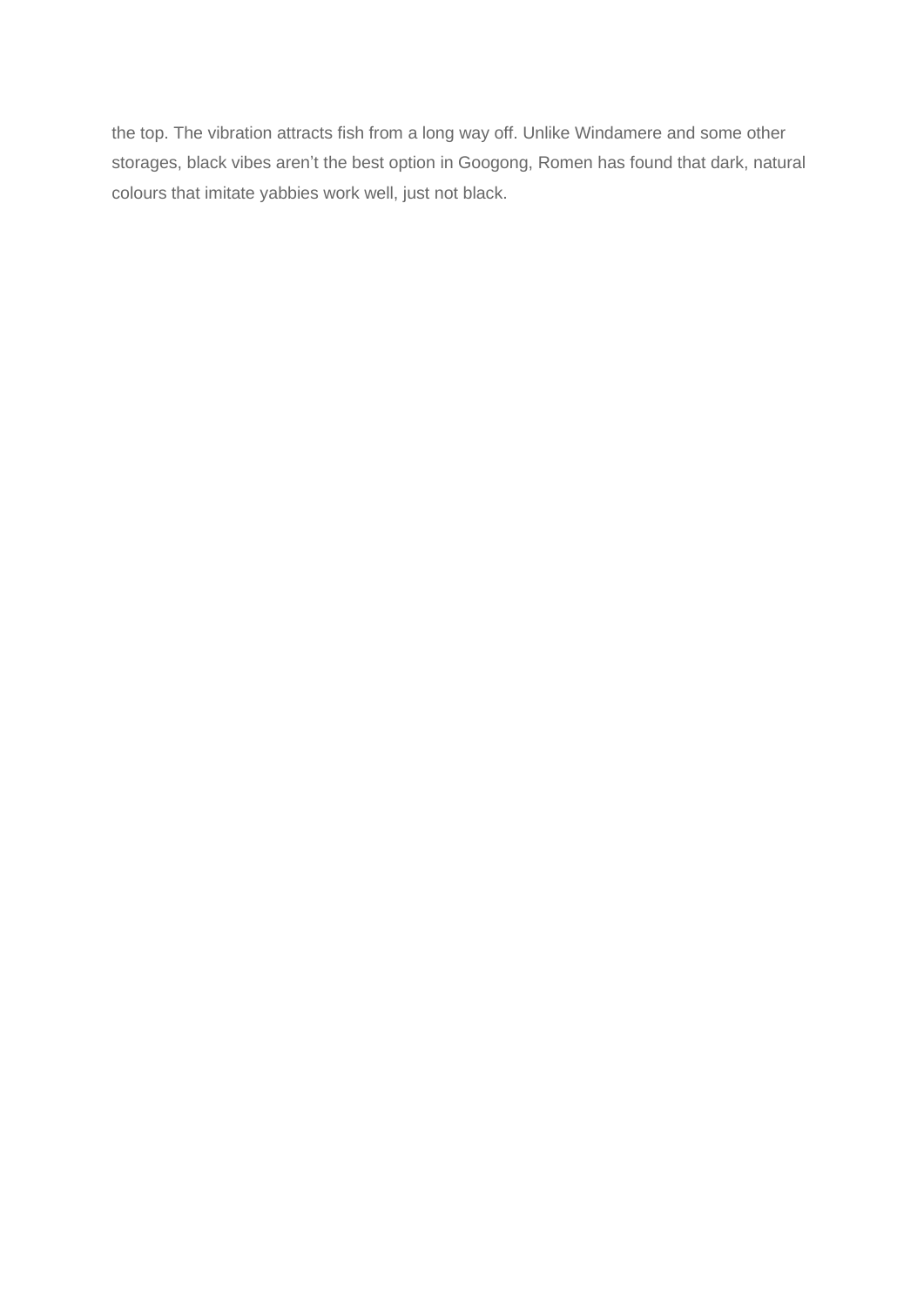the top. The vibration attracts fish from a long way off. Unlike Windamere and some other storages, black vibes aren't the best option in Googong, Romen has found that dark, natural colours that imitate yabbies work well, just not black.